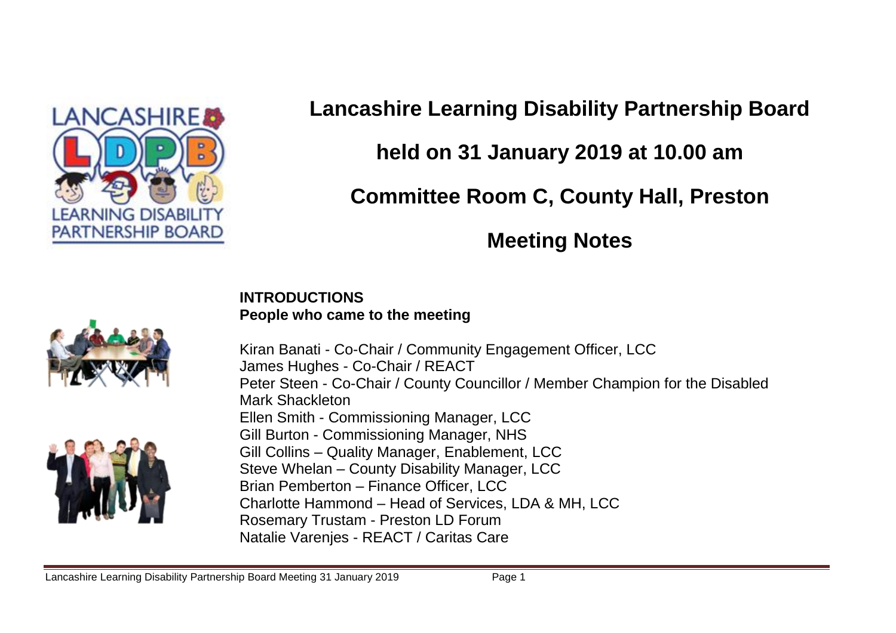# Lancashire Learning Disability Partnership Board

## held on 31 January 2019 at 10.00 am

## Committee Room C, County Hall, Preston

## Meeting Notes

**INTRODUCTIONS**
**People who came to the meeting**

Kiran Banati - Co-Chair / Community Engagement Officer, LCC
James Hughes - Co-Chair / REACT
Peter Steen - Co-Chair / County Councillor / Member Champion for the Disabled
Mark Shackleton
Ellen Smith - Commissioning Manager, LCC
Gill Burton - Commissioning Manager, NHS
Gill Collins – Quality Manager, Enablement, LCC
Steve Whelan – County Disability Manager, LCC
Brian Pemberton – Finance Officer, LCC
Charlotte Hammond – Head of Services, LDA & MH, LCC
Rosemary Trustam - Preston LD Forum
Natalie Varenjes - REACT / Caritas Care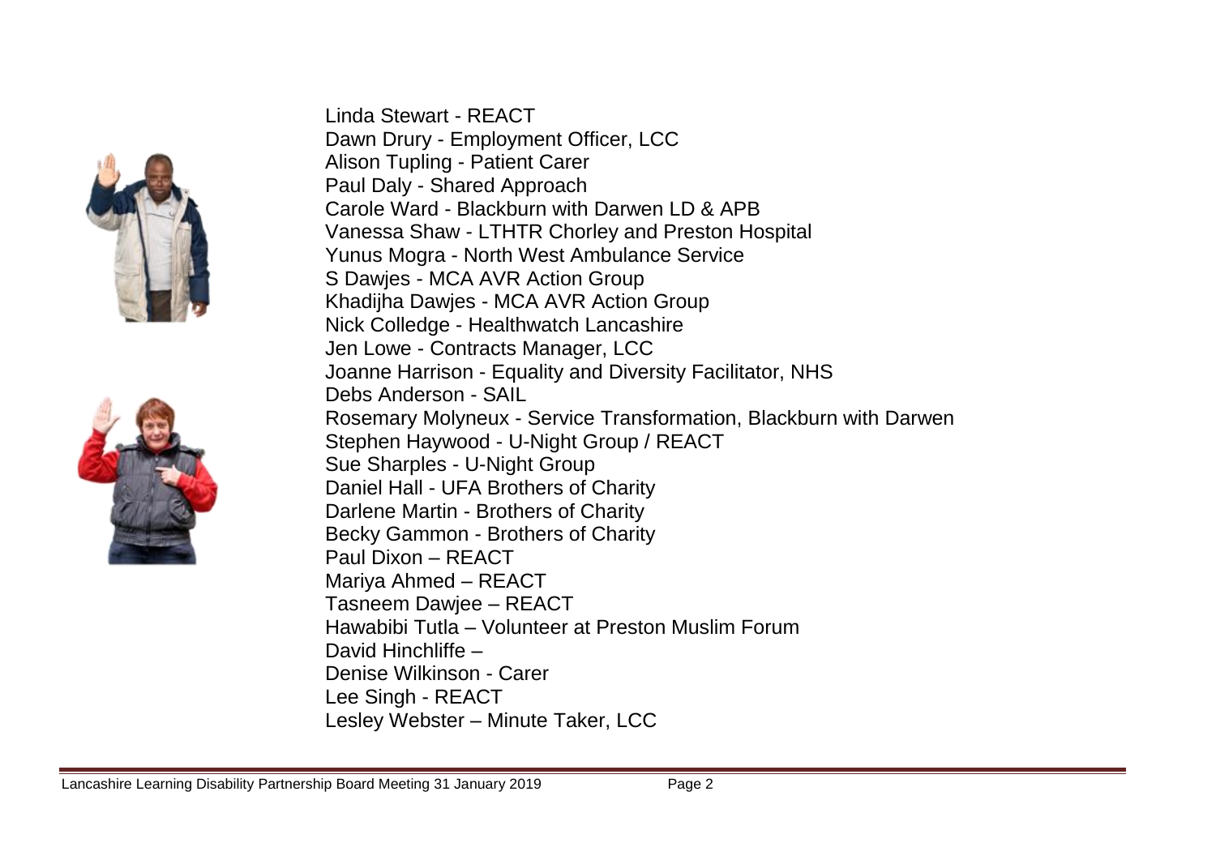Linda Stewart - REACT
Dawn Drury - Employment Officer, LCC
Alison Tupling - Patient Carer
Paul Daly - Shared Approach
Carole Ward - Blackburn with Darwen LD & APB
Vanessa Shaw - LTHTR Chorley and Preston Hospital
Yunus Mogra - North West Ambulance Service
S Dawjes - MCA AVR Action Group
Khadijha Dawjes - MCA AVR Action Group
Nick Colledge - Healthwatch Lancashire
Jen Lowe - Contracts Manager, LCC
Joanne Harrison - Equality and Diversity Facilitator, NHS
Debs Anderson - SAIL
Rosemary Molyneux - Service Transformation, Blackburn with Darwen
Stephen Haywood - U-Night Group / REACT
Sue Sharples - U-Night Group
Daniel Hall - UFA Brothers of Charity
Darlene Martin - Brothers of Charity
Becky Gammon - Brothers of Charity
Paul Dixon – REACT
Mariya Ahmed – REACT
Tasneem Dawjee – REACT
Hawabibi Tutla – Volunteer at Preston Muslim Forum
David Hinchliffe –
Denise Wilkinson - Carer
Lee Singh - REACT
Lesley Webster – Minute Taker, LCC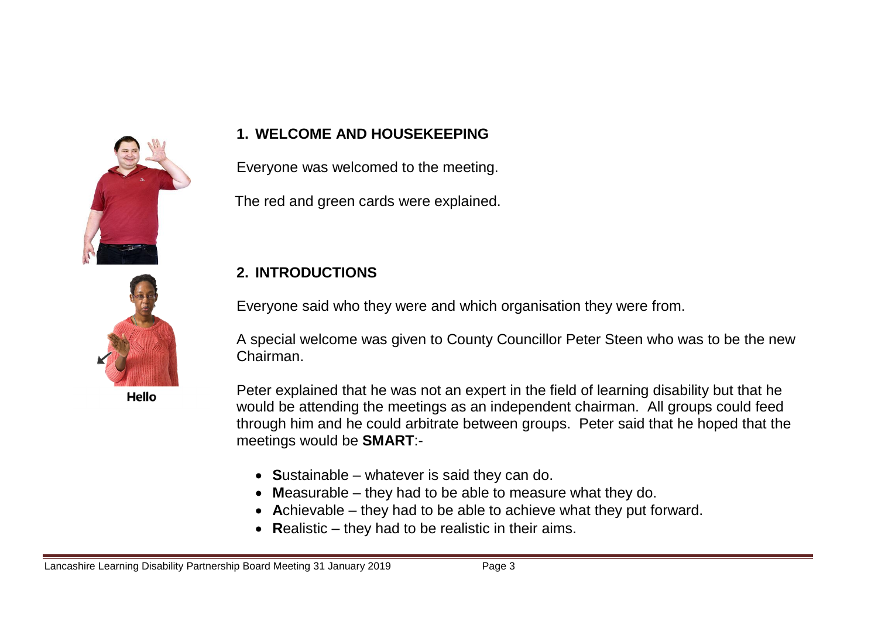## 1. WELCOME AND HOUSEKEEPING

Everyone was welcomed to the meeting.

The red and green cards were explained.

## 2. INTRODUCTIONS

Hello

Everyone said who they were and which organisation they were from.

A special welcome was given to County Councillor Peter Steen who was to be the new Chairman.

Peter explained that he was not an expert in the field of learning disability but that he would be attending the meetings as an independent chairman. All groups could feed through him and he could arbitrate between groups. Peter said that he hoped that the meetings would be **SMART**:-

- **S**ustainable – whatever is said they can do.
- **M**easurable – they had to be able to measure what they do.
- **A**chievable – they had to be able to achieve what they put forward.
- **R**ealistic – they had to be realistic in their aims.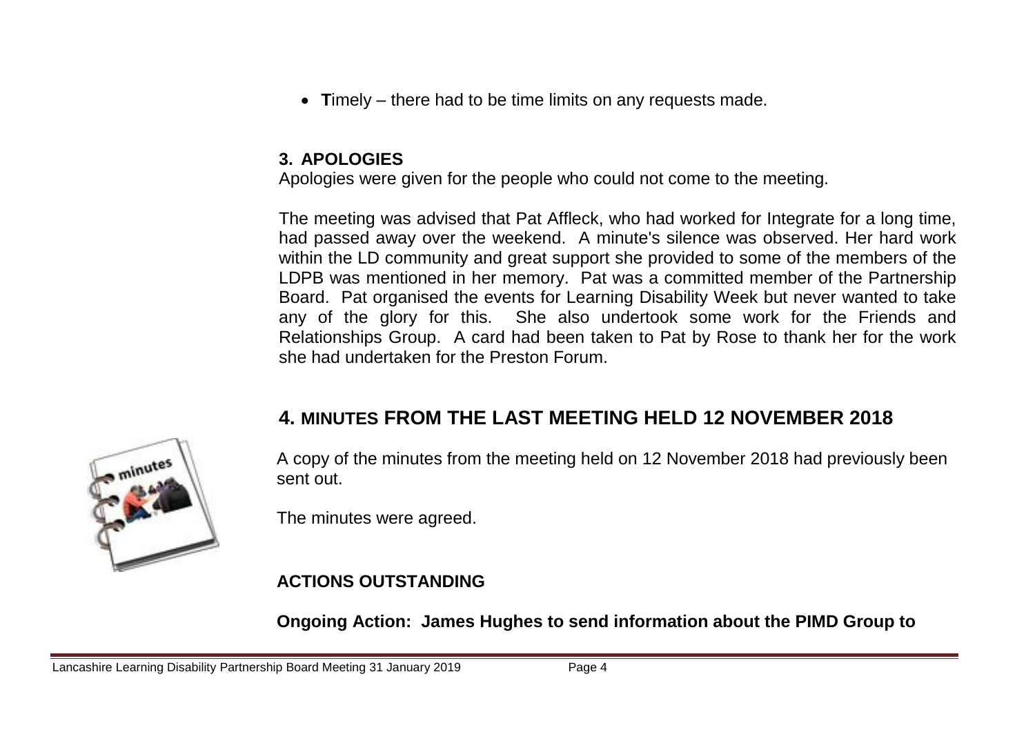- **T**imely – there had to be time limits on any requests made.

## 3. APOLOGIES

Apologies were given for the people who could not come to the meeting.

The meeting was advised that Pat Affleck, who had worked for Integrate for a long time, had passed away over the weekend. A minute's silence was observed. Her hard work within the LD community and great support she provided to some of the members of the LDPB was mentioned in her memory. Pat was a committed member of the Partnership Board. Pat organised the events for Learning Disability Week but never wanted to take any of the glory for this. She also undertook some work for the Friends and Relationships Group. A card had been taken to Pat by Rose to thank her for the work she had undertaken for the Preston Forum.

## 4. MINUTES FROM THE LAST MEETING HELD 12 NOVEMBER 2018

A copy of the minutes from the meeting held on 12 November 2018 had previously been sent out.

The minutes were agreed.

**ACTIONS OUTSTANDING**

**Ongoing Action: James Hughes to send information about the PIMD Group to**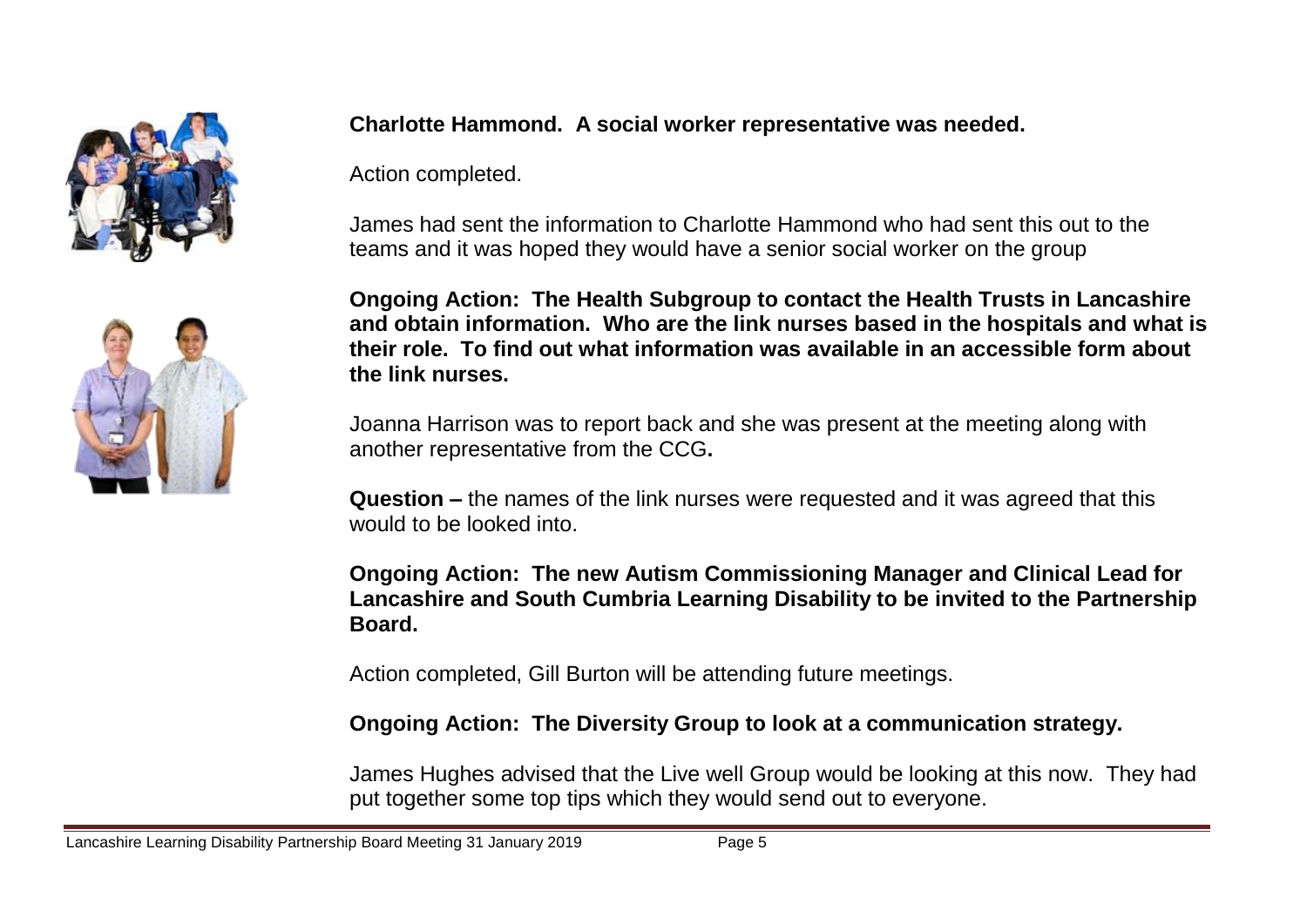**Charlotte Hammond. A social worker representative was needed.**

Action completed.

James had sent the information to Charlotte Hammond who had sent this out to the teams and it was hoped they would have a senior social worker on the group

**Ongoing Action: The Health Subgroup to contact the Health Trusts in Lancashire and obtain information. Who are the link nurses based in the hospitals and what is their role. To find out what information was available in an accessible form about the link nurses.**

Joanna Harrison was to report back and she was present at the meeting along with another representative from the CCG**.**

**Question –** the names of the link nurses were requested and it was agreed that this would to be looked into.

**Ongoing Action: The new Autism Commissioning Manager and Clinical Lead for Lancashire and South Cumbria Learning Disability to be invited to the Partnership Board.**

Action completed, Gill Burton will be attending future meetings.

**Ongoing Action: The Diversity Group to look at a communication strategy.**

James Hughes advised that the Live well Group would be looking at this now. They had put together some top tips which they would send out to everyone.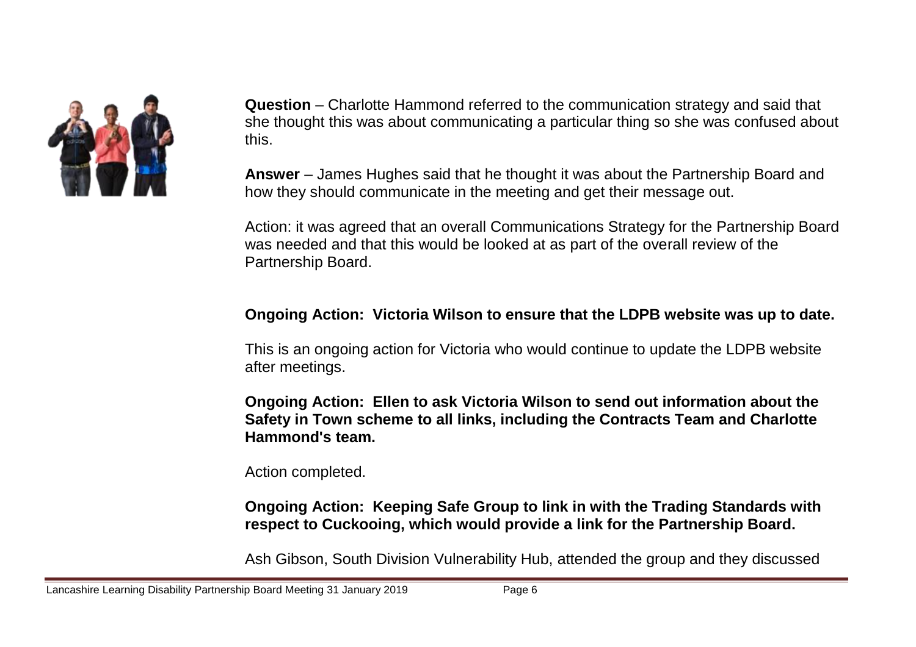**Question** – Charlotte Hammond referred to the communication strategy and said that she thought this was about communicating a particular thing so she was confused about this.

**Answer** – James Hughes said that he thought it was about the Partnership Board and how they should communicate in the meeting and get their message out.

Action: it was agreed that an overall Communications Strategy for the Partnership Board was needed and that this would be looked at as part of the overall review of the Partnership Board.

**Ongoing Action: Victoria Wilson to ensure that the LDPB website was up to date.**

This is an ongoing action for Victoria who would continue to update the LDPB website after meetings.

**Ongoing Action: Ellen to ask Victoria Wilson to send out information about the Safety in Town scheme to all links, including the Contracts Team and Charlotte Hammond's team.**

Action completed.

**Ongoing Action: Keeping Safe Group to link in with the Trading Standards with respect to Cuckooing, which would provide a link for the Partnership Board.**

Ash Gibson, South Division Vulnerability Hub, attended the group and they discussed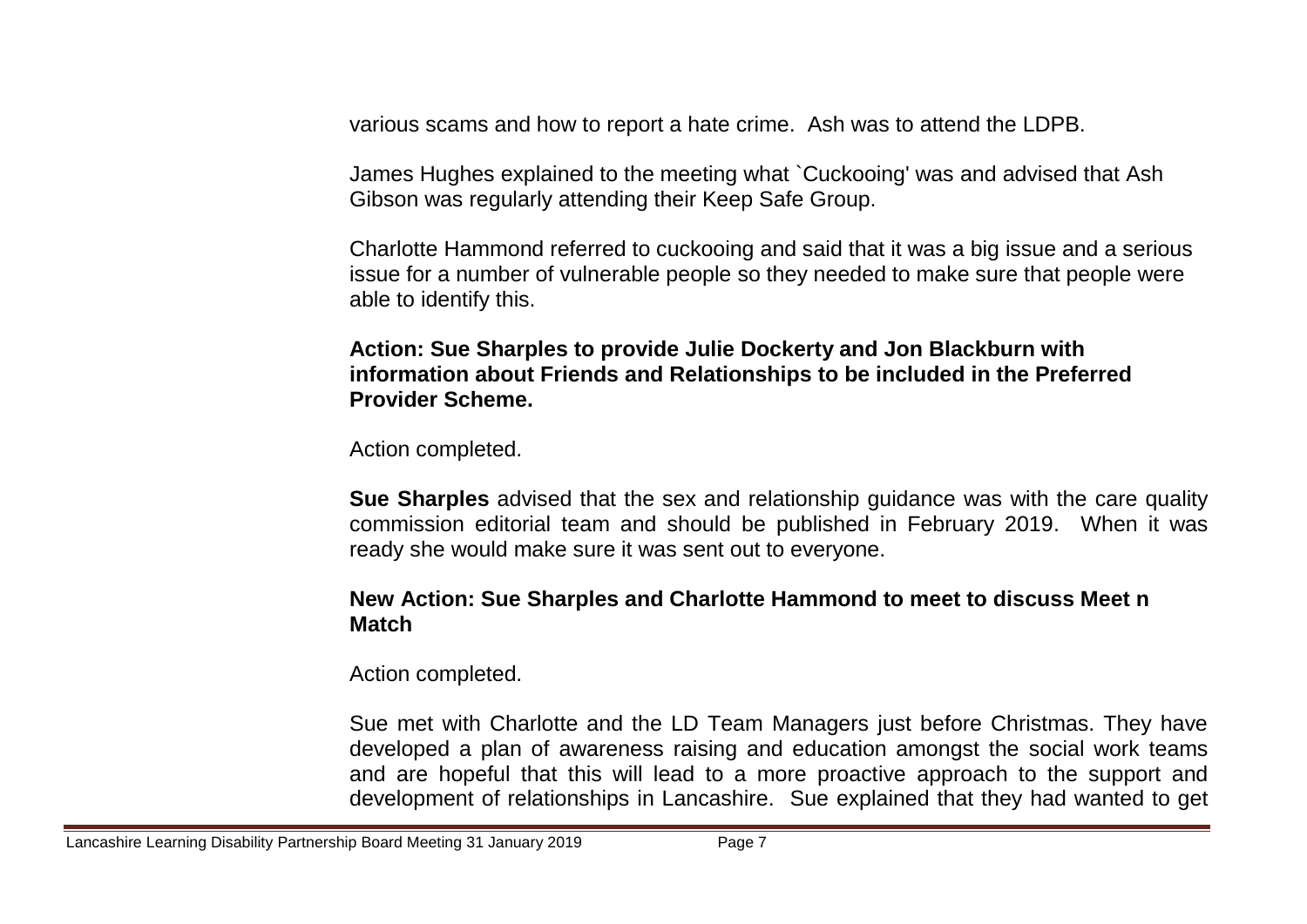various scams and how to report a hate crime.  Ash was to attend the LDPB.

James Hughes explained to the meeting what `Cuckooing' was and advised that Ash Gibson was regularly attending their Keep Safe Group.

Charlotte Hammond referred to cuckooing and said that it was a big issue and a serious issue for a number of vulnerable people so they needed to make sure that people were able to identify this.

**Action: Sue Sharples to provide Julie Dockerty and Jon Blackburn with information about Friends and Relationships to be included in the Preferred Provider Scheme.**

Action completed.

**Sue Sharples** advised that the sex and relationship guidance was with the care quality commission editorial team and should be published in February 2019.  When it was ready she would make sure it was sent out to everyone.

**New Action: Sue Sharples and Charlotte Hammond to meet to discuss Meet n Match**

Action completed.

Sue met with Charlotte and the LD Team Managers just before Christmas. They have developed a plan of awareness raising and education amongst the social work teams and are hopeful that this will lead to a more proactive approach to the support and development of relationships in Lancashire.  Sue explained that they had wanted to get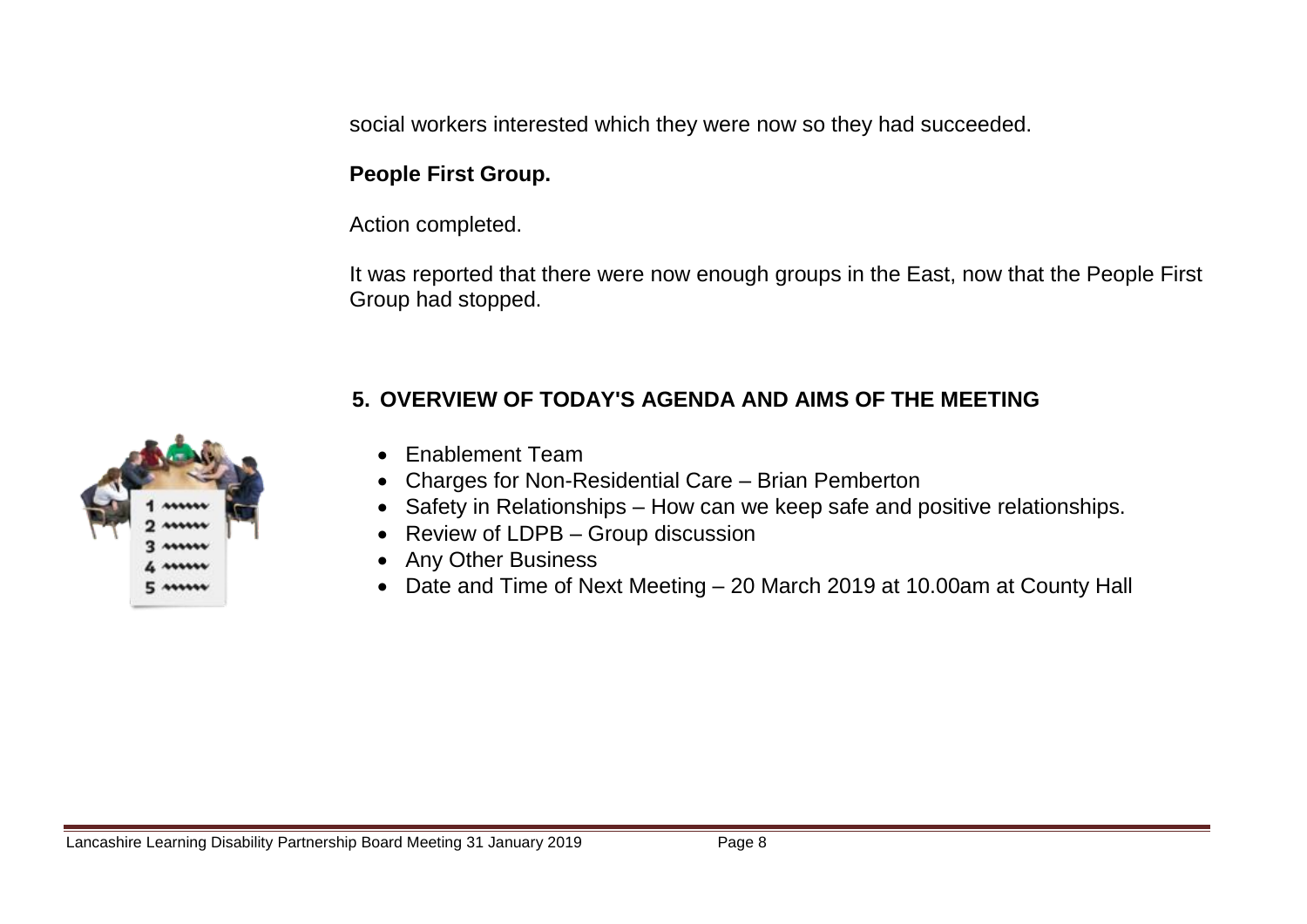social workers interested which they were now so they had succeeded.

**People First Group.**

Action completed.

It was reported that there were now enough groups in the East, now that the People First Group had stopped.

## 5. OVERVIEW OF TODAY'S AGENDA AND AIMS OF THE MEETING

- Enablement Team
- Charges for Non-Residential Care – Brian Pemberton
- Safety in Relationships – How can we keep safe and positive relationships.
- Review of LDPB – Group discussion
- Any Other Business
- Date and Time of Next Meeting – 20 March 2019 at 10.00am at County Hall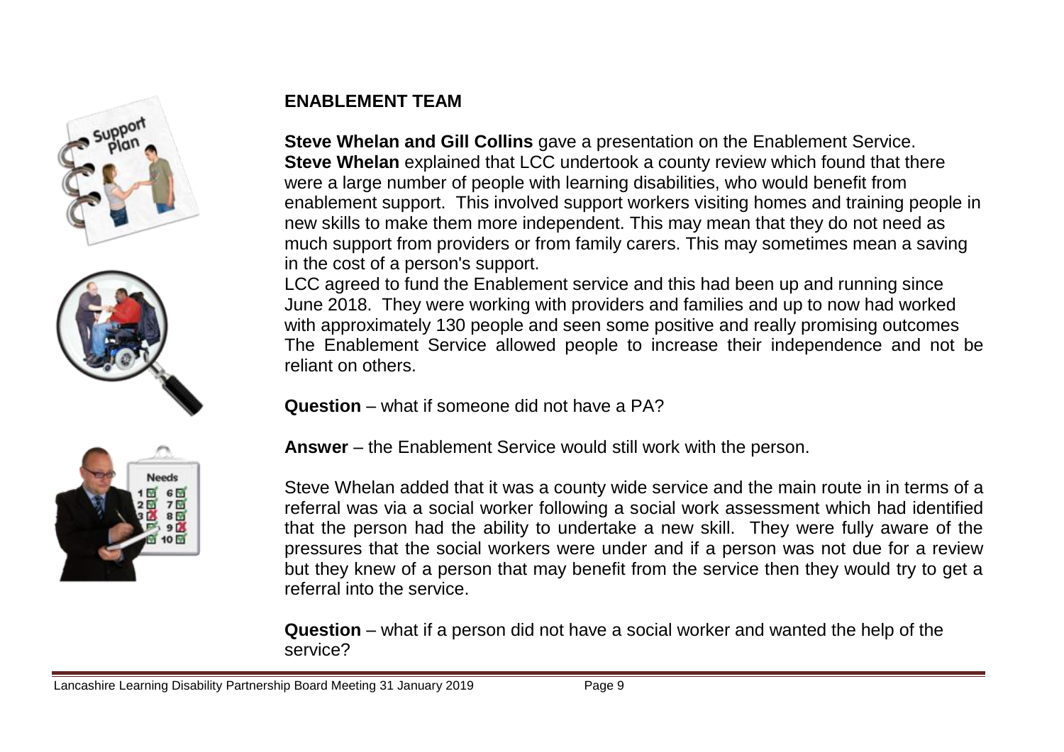## ENABLEMENT TEAM

**Steve Whelan and Gill Collins** gave a presentation on the Enablement Service. **Steve Whelan** explained that LCC undertook a county review which found that there were a large number of people with learning disabilities, who would benefit from enablement support. This involved support workers visiting homes and training people in new skills to make them more independent. This may mean that they do not need as much support from providers or from family carers. This may sometimes mean a saving in the cost of a person's support.

LCC agreed to fund the Enablement service and this had been up and running since June 2018. They were working with providers and families and up to now had worked with approximately 130 people and seen some positive and really promising outcomes The Enablement Service allowed people to increase their independence and not be reliant on others.

**Question** – what if someone did not have a PA?

**Answer** – the Enablement Service would still work with the person.

Steve Whelan added that it was a county wide service and the main route in in terms of a referral was via a social worker following a social work assessment which had identified that the person had the ability to undertake a new skill. They were fully aware of the pressures that the social workers were under and if a person was not due for a review but they knew of a person that may benefit from the service then they would try to get a referral into the service.

**Question** – what if a person did not have a social worker and wanted the help of the service?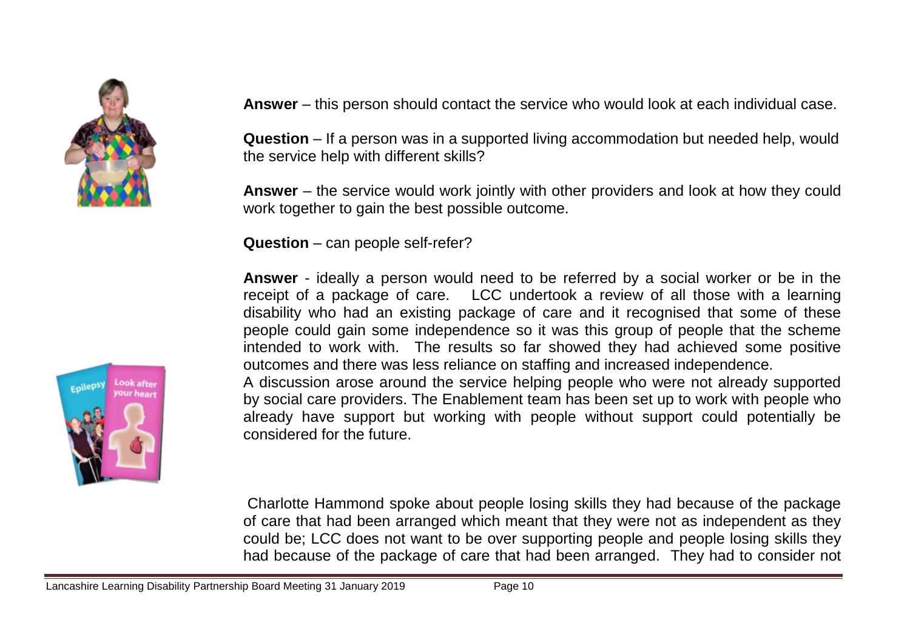**Answer** – this person should contact the service who would look at each individual case.

**Question** – If a person was in a supported living accommodation but needed help, would the service help with different skills?

**Answer** – the service would work jointly with other providers and look at how they could work together to gain the best possible outcome.

**Question** – can people self-refer?

**Answer** - ideally a person would need to be referred by a social worker or be in the receipt of a package of care. LCC undertook a review of all those with a learning disability who had an existing package of care and it recognised that some of these people could gain some independence so it was this group of people that the scheme intended to work with. The results so far showed they had achieved some positive outcomes and there was less reliance on staffing and increased independence.

A discussion arose around the service helping people who were not already supported by social care providers. The Enablement team has been set up to work with people who already have support but working with people without support could potentially be considered for the future.

Charlotte Hammond spoke about people losing skills they had because of the package of care that had been arranged which meant that they were not as independent as they could be; LCC does not want to be over supporting people and people losing skills they had because of the package of care that had been arranged. They had to consider not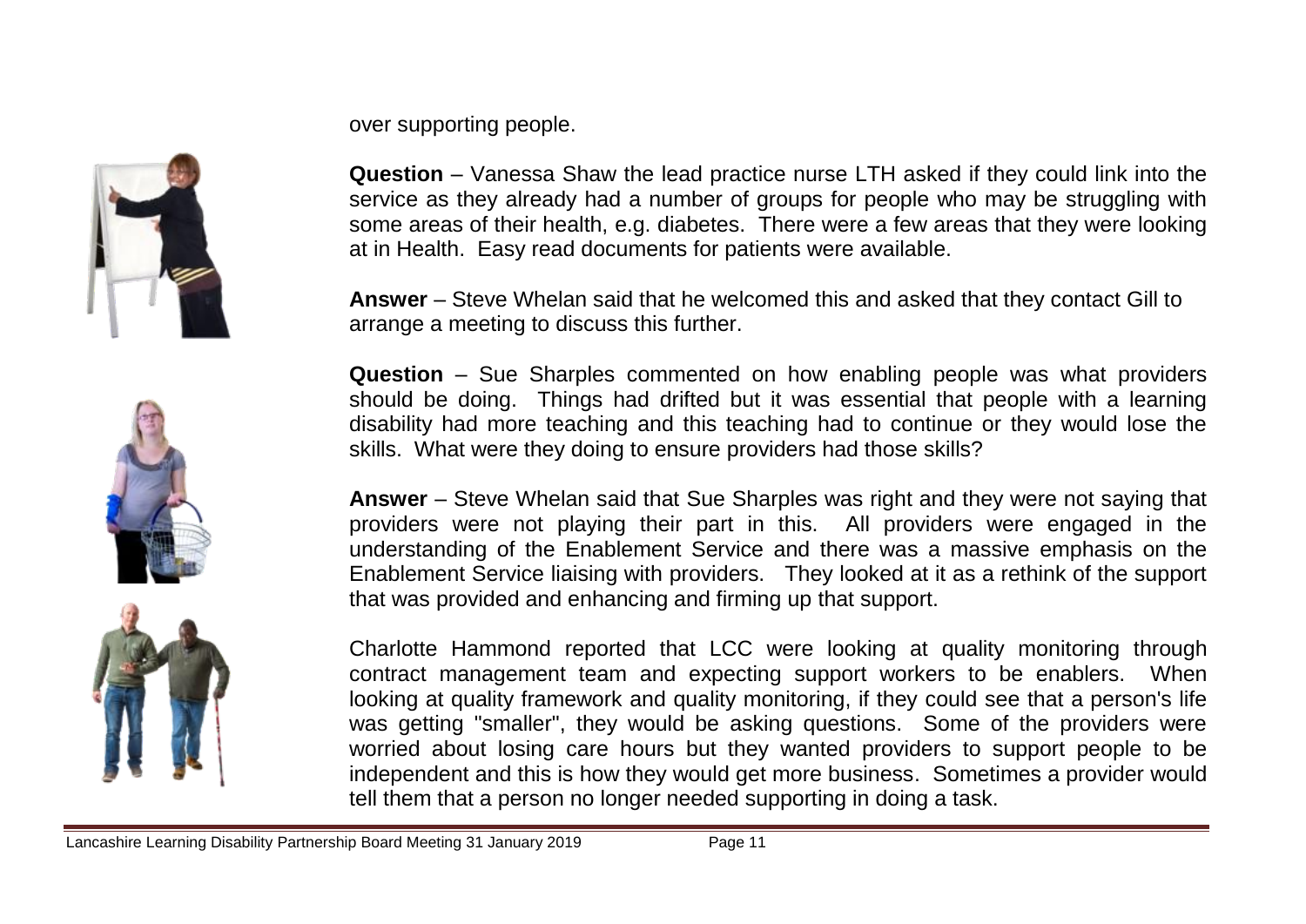over supporting people.

**Question** – Vanessa Shaw the lead practice nurse LTH asked if they could link into the service as they already had a number of groups for people who may be struggling with some areas of their health, e.g. diabetes. There were a few areas that they were looking at in Health. Easy read documents for patients were available.

**Answer** – Steve Whelan said that he welcomed this and asked that they contact Gill to arrange a meeting to discuss this further.

**Question** – Sue Sharples commented on how enabling people was what providers should be doing. Things had drifted but it was essential that people with a learning disability had more teaching and this teaching had to continue or they would lose the skills. What were they doing to ensure providers had those skills?

**Answer** – Steve Whelan said that Sue Sharples was right and they were not saying that providers were not playing their part in this. All providers were engaged in the understanding of the Enablement Service and there was a massive emphasis on the Enablement Service liaising with providers. They looked at it as a rethink of the support that was provided and enhancing and firming up that support.

Charlotte Hammond reported that LCC were looking at quality monitoring through contract management team and expecting support workers to be enablers. When looking at quality framework and quality monitoring, if they could see that a person's life was getting "smaller", they would be asking questions. Some of the providers were worried about losing care hours but they wanted providers to support people to be independent and this is how they would get more business. Sometimes a provider would tell them that a person no longer needed supporting in doing a task.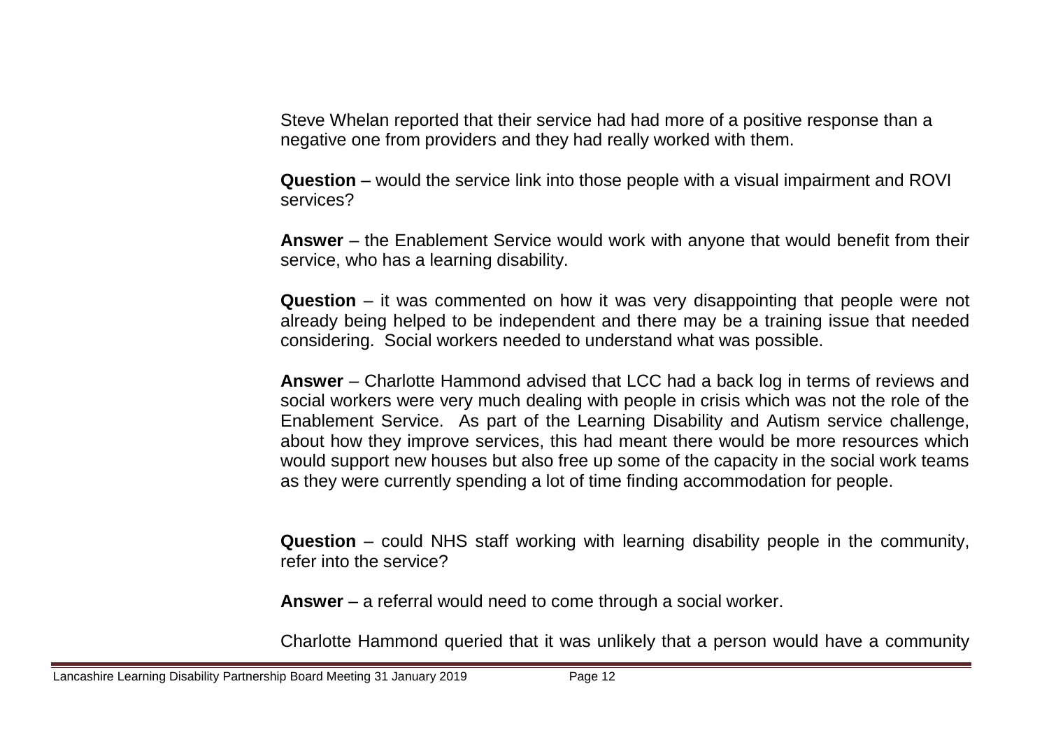Steve Whelan reported that their service had had more of a positive response than a negative one from providers and they had really worked with them.

**Question** – would the service link into those people with a visual impairment and ROVI services?

**Answer** – the Enablement Service would work with anyone that would benefit from their service, who has a learning disability.

**Question** – it was commented on how it was very disappointing that people were not already being helped to be independent and there may be a training issue that needed considering. Social workers needed to understand what was possible.

**Answer** – Charlotte Hammond advised that LCC had a back log in terms of reviews and social workers were very much dealing with people in crisis which was not the role of the Enablement Service. As part of the Learning Disability and Autism service challenge, about how they improve services, this had meant there would be more resources which would support new houses but also free up some of the capacity in the social work teams as they were currently spending a lot of time finding accommodation for people.

**Question** – could NHS staff working with learning disability people in the community, refer into the service?

**Answer** – a referral would need to come through a social worker.

Charlotte Hammond queried that it was unlikely that a person would have a community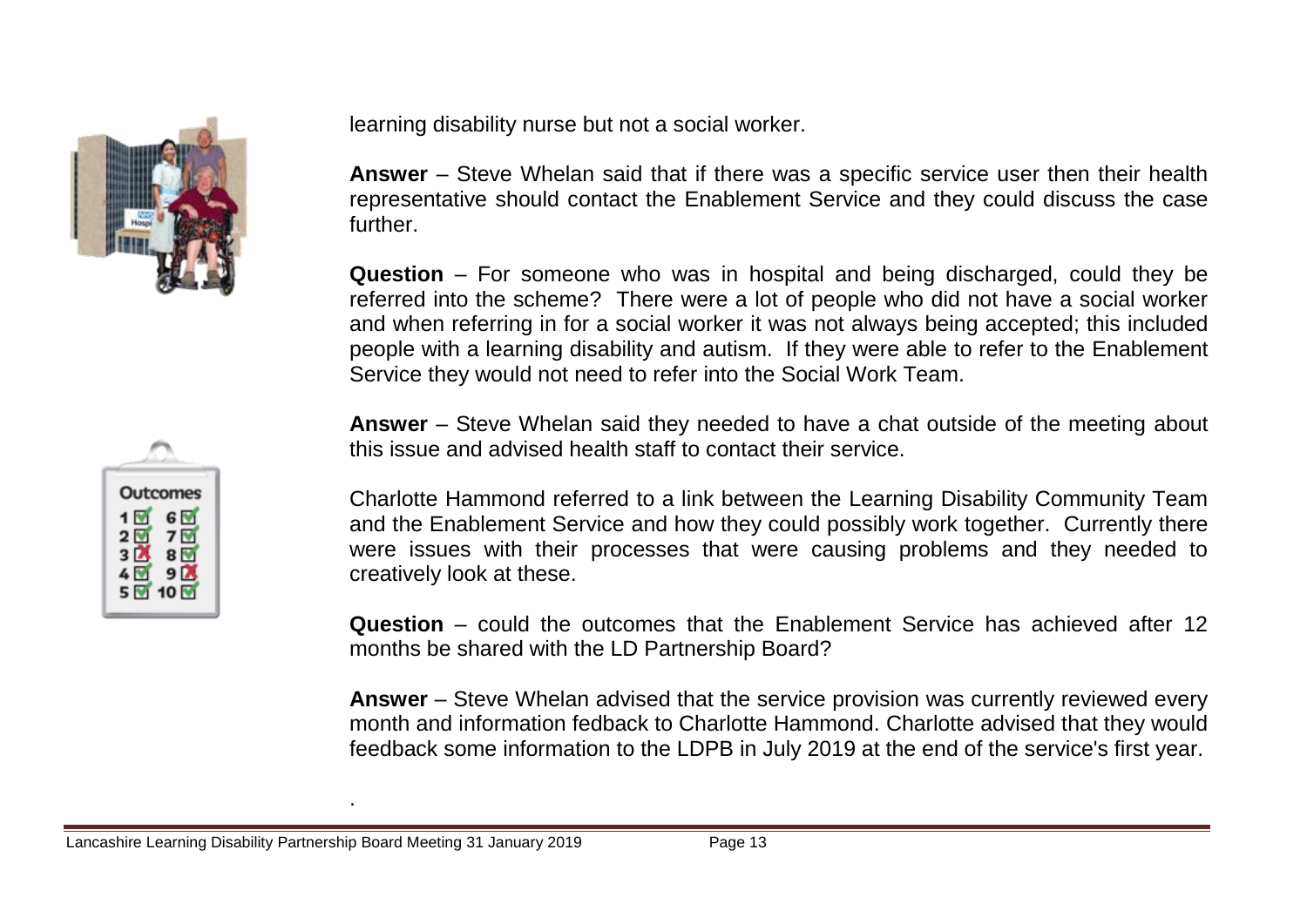learning disability nurse but not a social worker.

**Answer** – Steve Whelan said that if there was a specific service user then their health representative should contact the Enablement Service and they could discuss the case further.

**Question** – For someone who was in hospital and being discharged, could they be referred into the scheme? There were a lot of people who did not have a social worker and when referring in for a social worker it was not always being accepted; this included people with a learning disability and autism. If they were able to refer to the Enablement Service they would not need to refer into the Social Work Team.

**Answer** – Steve Whelan said they needed to have a chat outside of the meeting about this issue and advised health staff to contact their service.

Charlotte Hammond referred to a link between the Learning Disability Community Team and the Enablement Service and how they could possibly work together. Currently there were issues with their processes that were causing problems and they needed to creatively look at these.

**Question** – could the outcomes that the Enablement Service has achieved after 12 months be shared with the LD Partnership Board?

**Answer** – Steve Whelan advised that the service provision was currently reviewed every month and information fedback to Charlotte Hammond. Charlotte advised that they would feedback some information to the LDPB in July 2019 at the end of the service's first year.

.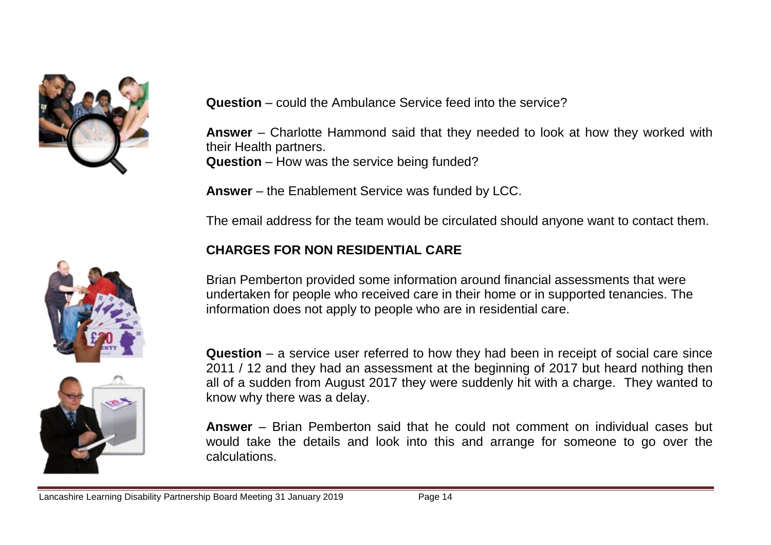**Question** – could the Ambulance Service feed into the service?

**Answer** – Charlotte Hammond said that they needed to look at how they worked with their Health partners.

**Question** – How was the service being funded?

**Answer** – the Enablement Service was funded by LCC.

The email address for the team would be circulated should anyone want to contact them.

**CHARGES FOR NON RESIDENTIAL CARE**

Brian Pemberton provided some information around financial assessments that were undertaken for people who received care in their home or in supported tenancies. The information does not apply to people who are in residential care.

**Question** – a service user referred to how they had been in receipt of social care since 2011 / 12 and they had an assessment at the beginning of 2017 but heard nothing then all of a sudden from August 2017 they were suddenly hit with a charge. They wanted to know why there was a delay.

**Answer** – Brian Pemberton said that he could not comment on individual cases but would take the details and look into this and arrange for someone to go over the calculations.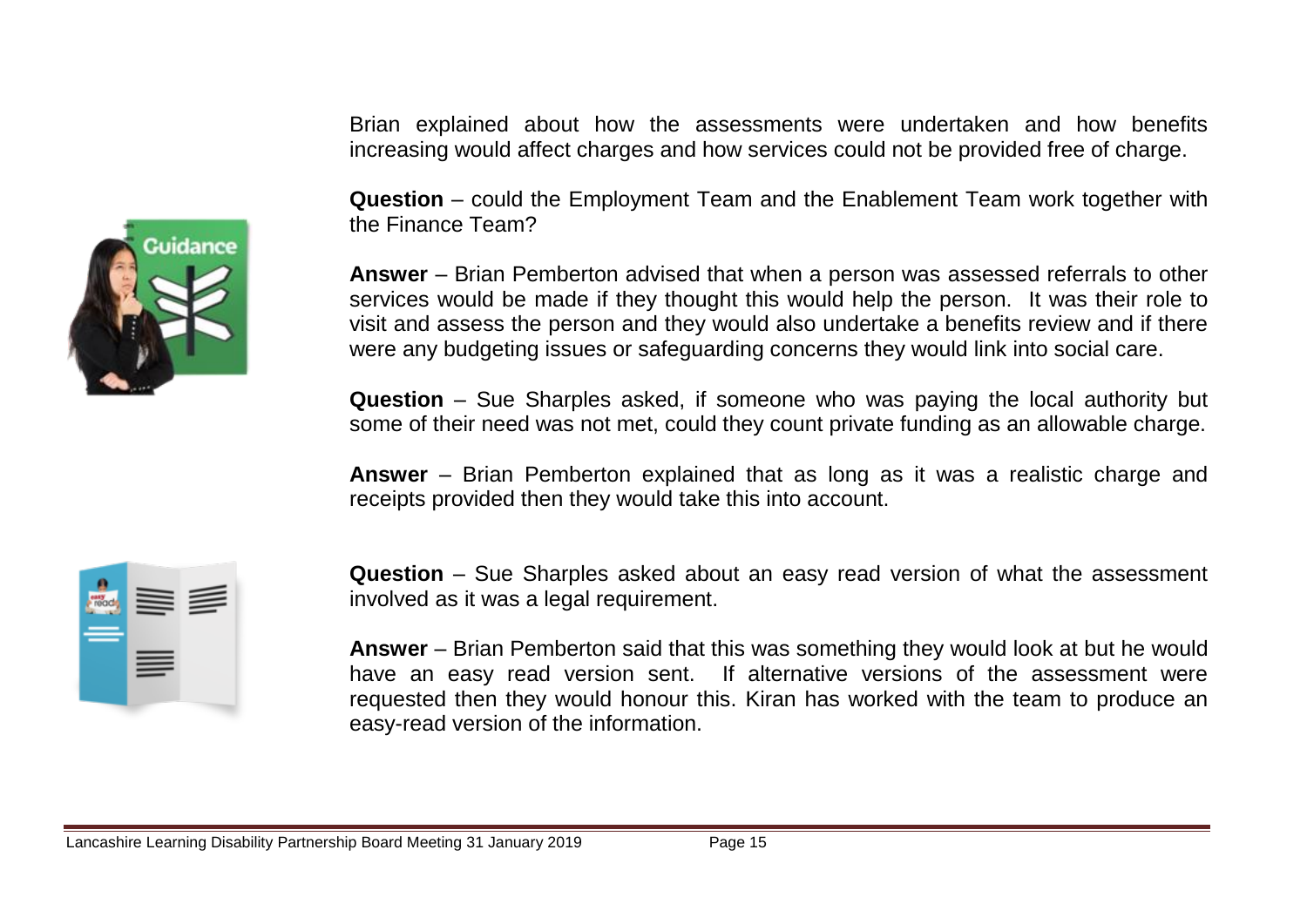Brian explained about how the assessments were undertaken and how benefits increasing would affect charges and how services could not be provided free of charge.

**Question** – could the Employment Team and the Enablement Team work together with the Finance Team?

**Answer** – Brian Pemberton advised that when a person was assessed referrals to other services would be made if they thought this would help the person. It was their role to visit and assess the person and they would also undertake a benefits review and if there were any budgeting issues or safeguarding concerns they would link into social care.

**Question** – Sue Sharples asked, if someone who was paying the local authority but some of their need was not met, could they count private funding as an allowable charge.

**Answer** – Brian Pemberton explained that as long as it was a realistic charge and receipts provided then they would take this into account.

**Question** – Sue Sharples asked about an easy read version of what the assessment involved as it was a legal requirement.

**Answer** – Brian Pemberton said that this was something they would look at but he would have an easy read version sent. If alternative versions of the assessment were requested then they would honour this. Kiran has worked with the team to produce an easy-read version of the information.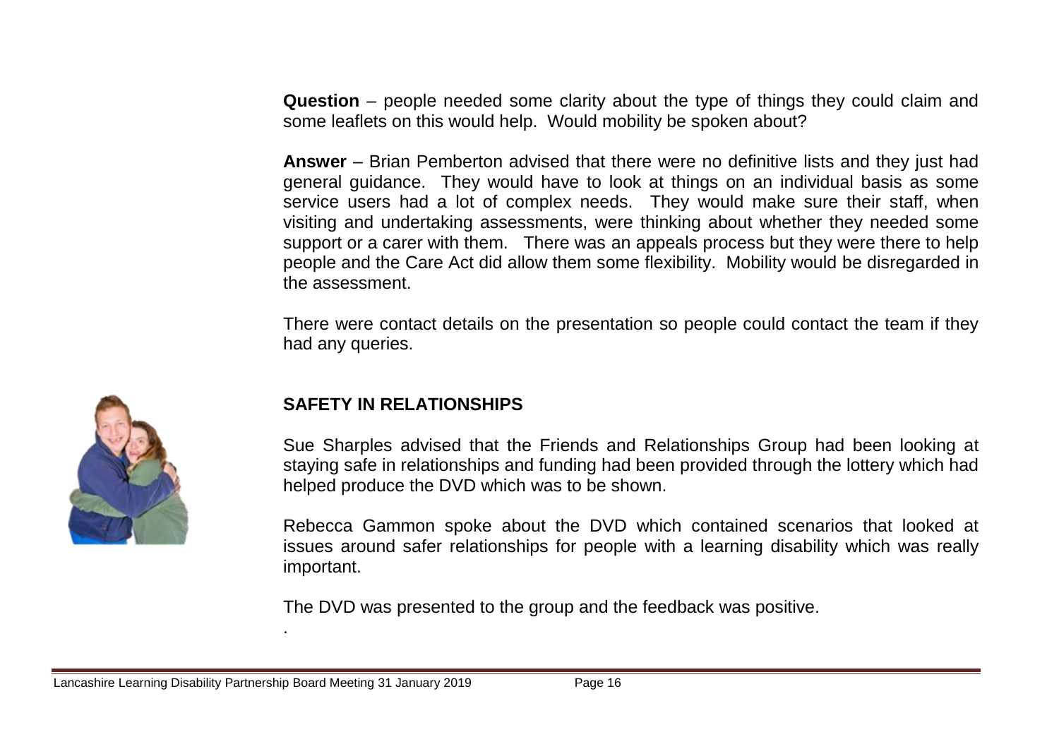**Question** – people needed some clarity about the type of things they could claim and some leaflets on this would help. Would mobility be spoken about?

**Answer** – Brian Pemberton advised that there were no definitive lists and they just had general guidance. They would have to look at things on an individual basis as some service users had a lot of complex needs. They would make sure their staff, when visiting and undertaking assessments, were thinking about whether they needed some support or a carer with them. There was an appeals process but they were there to help people and the Care Act did allow them some flexibility. Mobility would be disregarded in the assessment.

There were contact details on the presentation so people could contact the team if they had any queries.

## SAFETY IN RELATIONSHIPS

Sue Sharples advised that the Friends and Relationships Group had been looking at staying safe in relationships and funding had been provided through the lottery which had helped produce the DVD which was to be shown.

Rebecca Gammon spoke about the DVD which contained scenarios that looked at issues around safer relationships for people with a learning disability which was really important.

The DVD was presented to the group and the feedback was positive.

.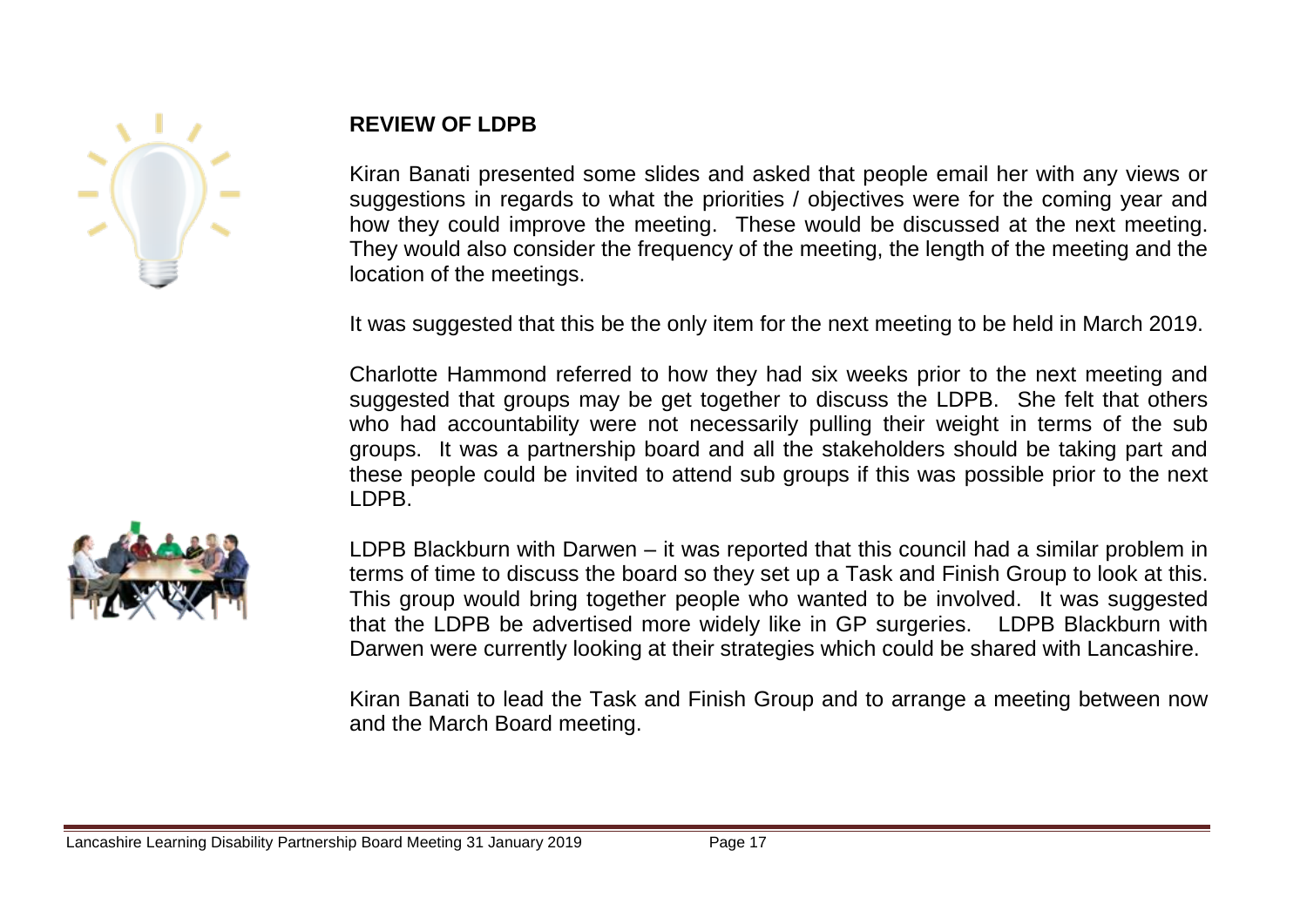**REVIEW OF LDPB**

Kiran Banati presented some slides and asked that people email her with any views or suggestions in regards to what the priorities / objectives were for the coming year and how they could improve the meeting. These would be discussed at the next meeting. They would also consider the frequency of the meeting, the length of the meeting and the location of the meetings.

It was suggested that this be the only item for the next meeting to be held in March 2019.

Charlotte Hammond referred to how they had six weeks prior to the next meeting and suggested that groups may be get together to discuss the LDPB. She felt that others who had accountability were not necessarily pulling their weight in terms of the sub groups. It was a partnership board and all the stakeholders should be taking part and these people could be invited to attend sub groups if this was possible prior to the next LDPB.

LDPB Blackburn with Darwen – it was reported that this council had a similar problem in terms of time to discuss the board so they set up a Task and Finish Group to look at this. This group would bring together people who wanted to be involved. It was suggested that the LDPB be advertised more widely like in GP surgeries. LDPB Blackburn with Darwen were currently looking at their strategies which could be shared with Lancashire.

Kiran Banati to lead the Task and Finish Group and to arrange a meeting between now and the March Board meeting.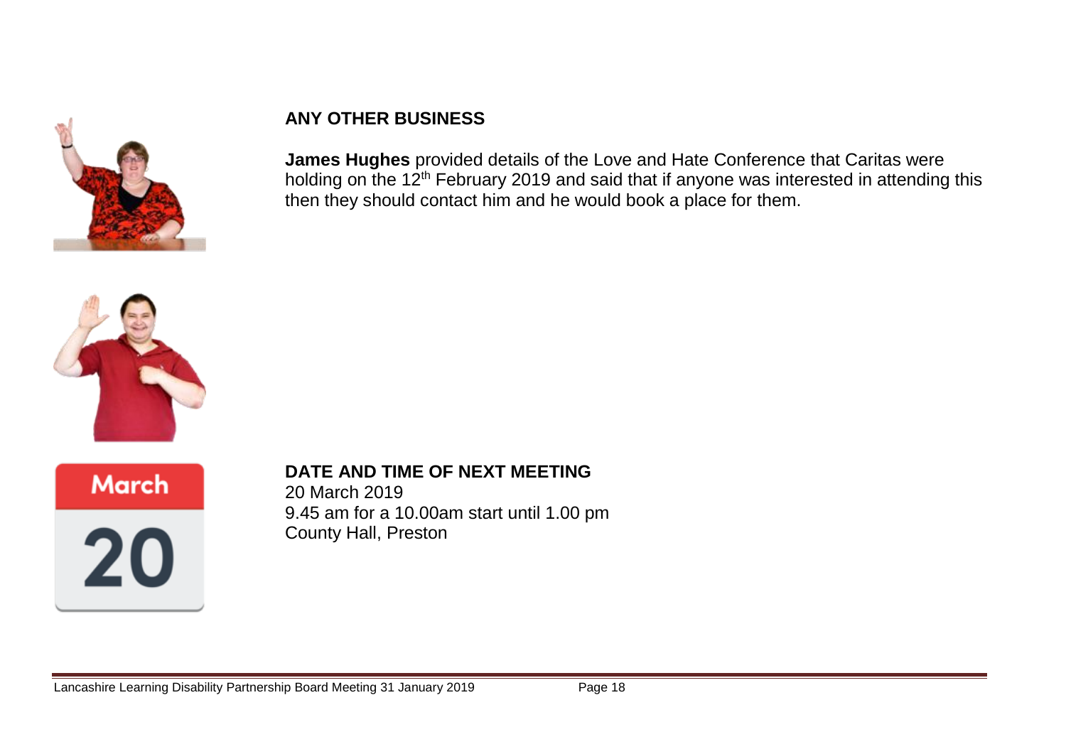## ANY OTHER BUSINESS

**James Hughes** provided details of the Love and Hate Conference that Caritas were holding on the 12th February 2019 and said that if anyone was interested in attending this then they should contact him and he would book a place for them.

## DATE AND TIME OF NEXT MEETING

20 March 2019
9.45 am for a 10.00am start until 1.00 pm
County Hall, Preston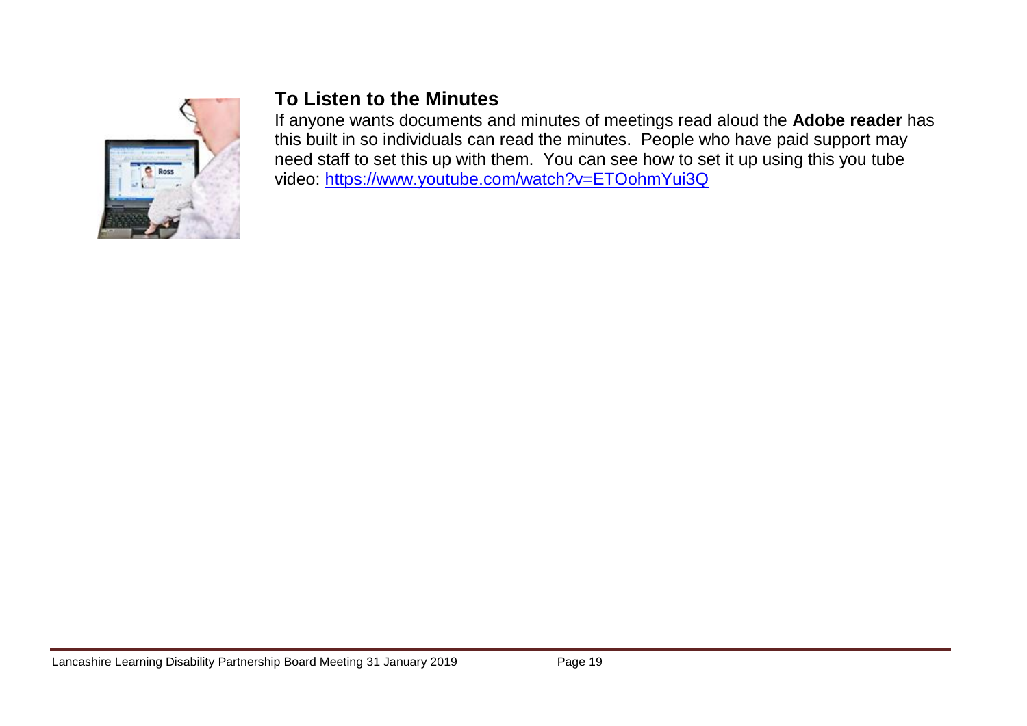## To Listen to the Minutes

If anyone wants documents and minutes of meetings read aloud the **Adobe reader** has this built in so individuals can read the minutes. People who have paid support may need staff to set this up with them. You can see how to set it up using this you tube video: [https://www.youtube.com/watch?v=ETOohmYui3Q](https://www.youtube.com/watch?v=ETOohmYui3Q)